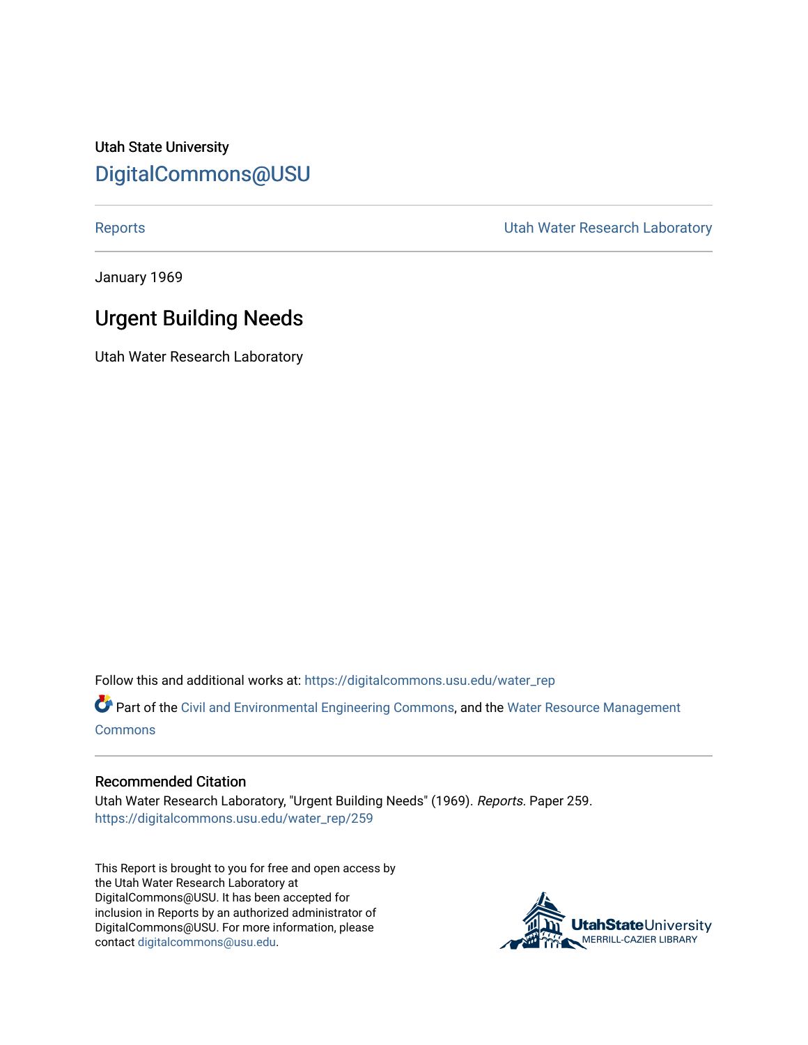Utah State University

# DigitalCommons@USU

Reports | Utah Water Research Laboratory

January 1969

## Urgent Building Needs

Utah Water Research Laboratory

Follow this and additional works at: https://digitalcommons.usu.edu/water_rep

Part of the Civil and Environmental Engineering Commons, and the Water Resource Management Commons

### Recommended Citation

Utah Water Research Laboratory, "Urgent Building Needs" (1969). *Reports.* Paper 259.
https://digitalcommons.usu.edu/water_rep/259

This Report is brought to you for free and open access by the Utah Water Research Laboratory at DigitalCommons@USU. It has been accepted for inclusion in Reports by an authorized administrator of DigitalCommons@USU. For more information, please contact digitalcommons@usu.edu.

UtahStateUniversity
MERRILL-CAZIER LIBRARY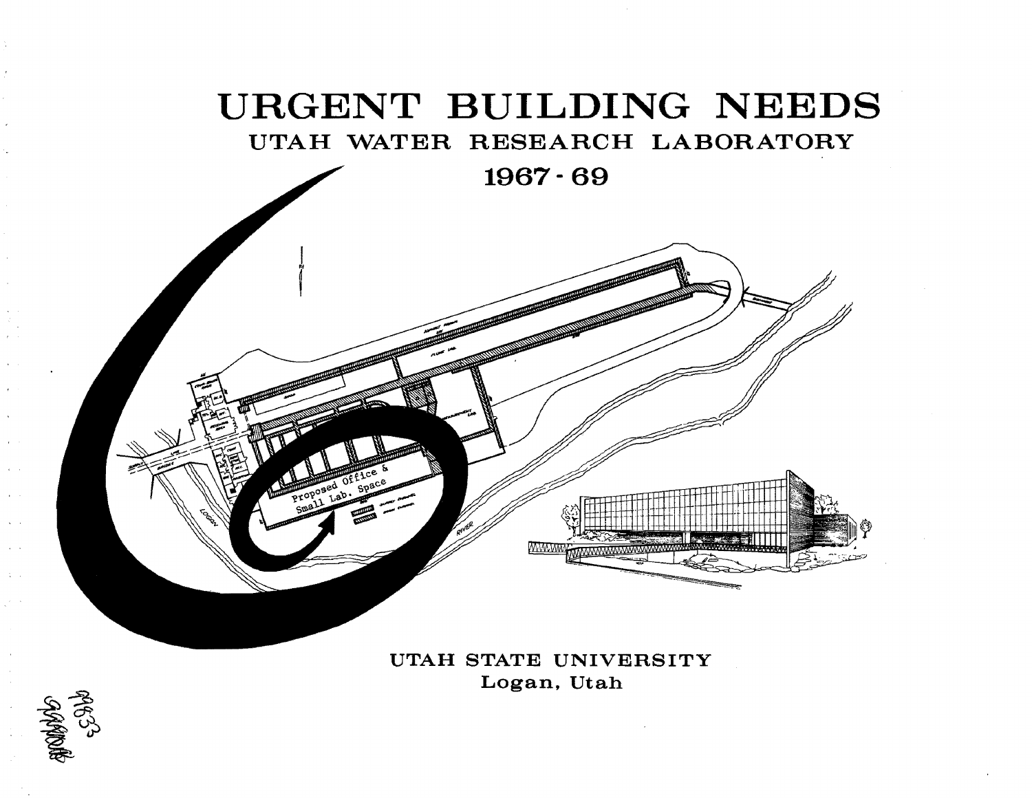# URGENT BUILDING NEEDS

## UTAH WATER RESEARCH LABORATORY

## 1967 - 69

Proposed Office & Small Lab. Space

UTAH STATE UNIVERSITY

Logan, Utah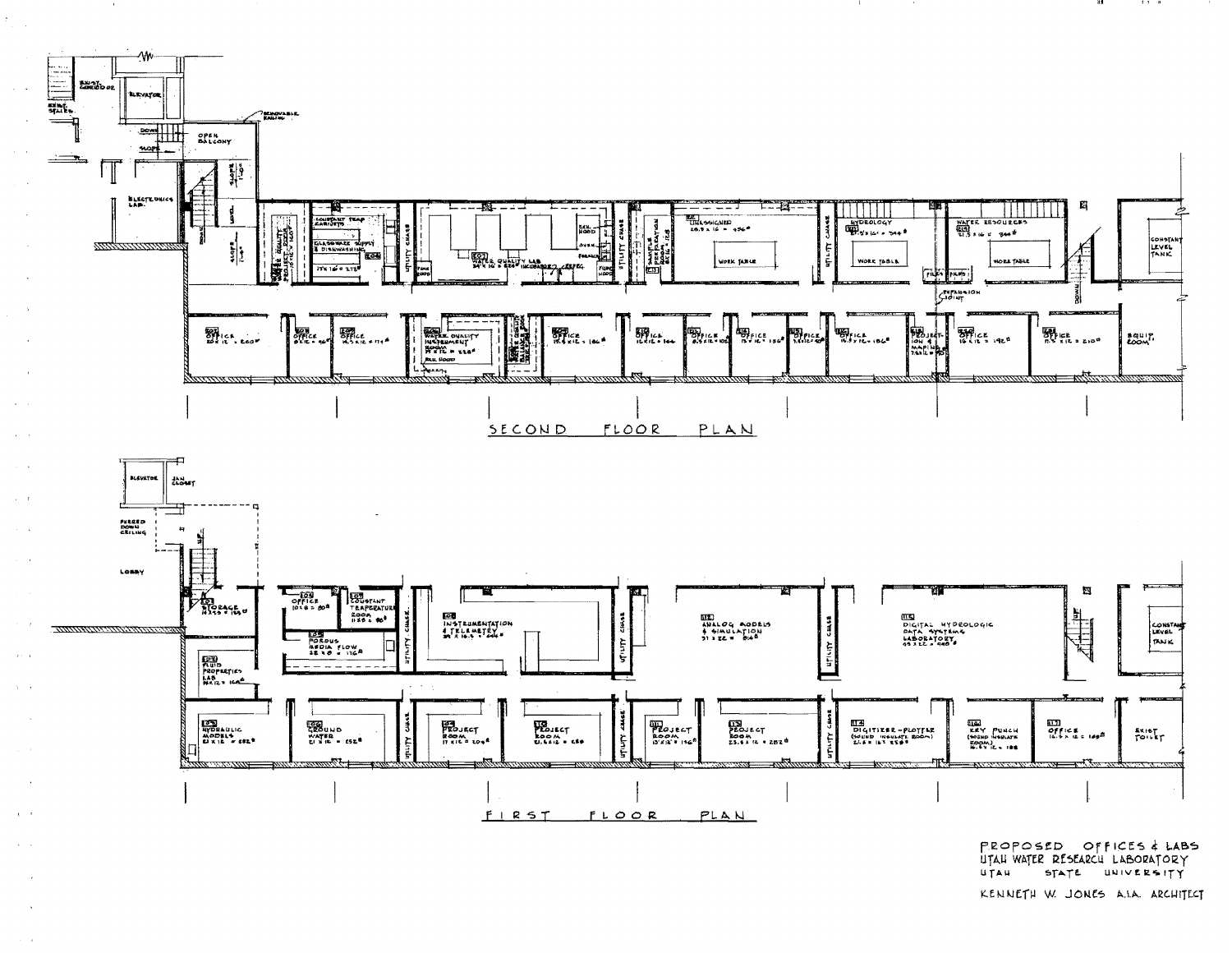SECOND FLOOR PLAN

FIRST FLOOR PLAN

PROPOSED OFFICES & LABS
UTAH WATER RESEARCH LABORATORY
UTAH STATE UNIVERSITY

KENNETH W. JONES A.I.A. ARCHITECT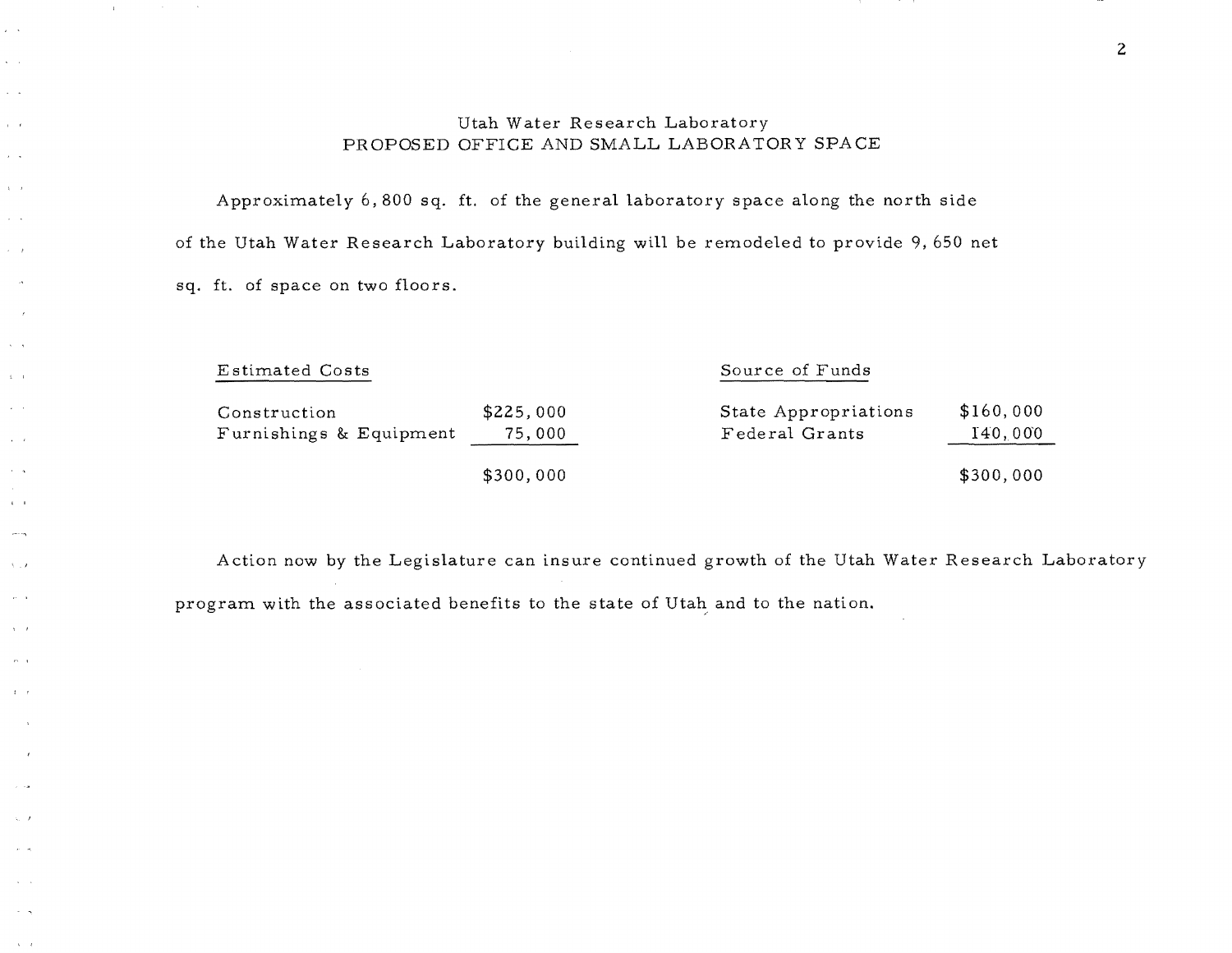## Utah Water Research Laboratory
## PROPOSED OFFICE AND SMALL LABORATORY SPACE

Approximately 6,800 sq. ft. of the general laboratory space along the north side of the Utah Water Research Laboratory building will be remodeled to provide 9,650 net sq. ft. of space on two floors.

| Estimated Costs | | Source of Funds | |
|---|---|---|---|
| Construction | $225,000 | State Appropriations | $160,000 |
| Furnishings & Equipment | 75,000 | Federal Grants | 140,000 |
| | $300,000 | | $300,000 |

Action now by the Legislature can insure continued growth of the Utah Water Research Laboratory program with the associated benefits to the state of Utah and to the nation.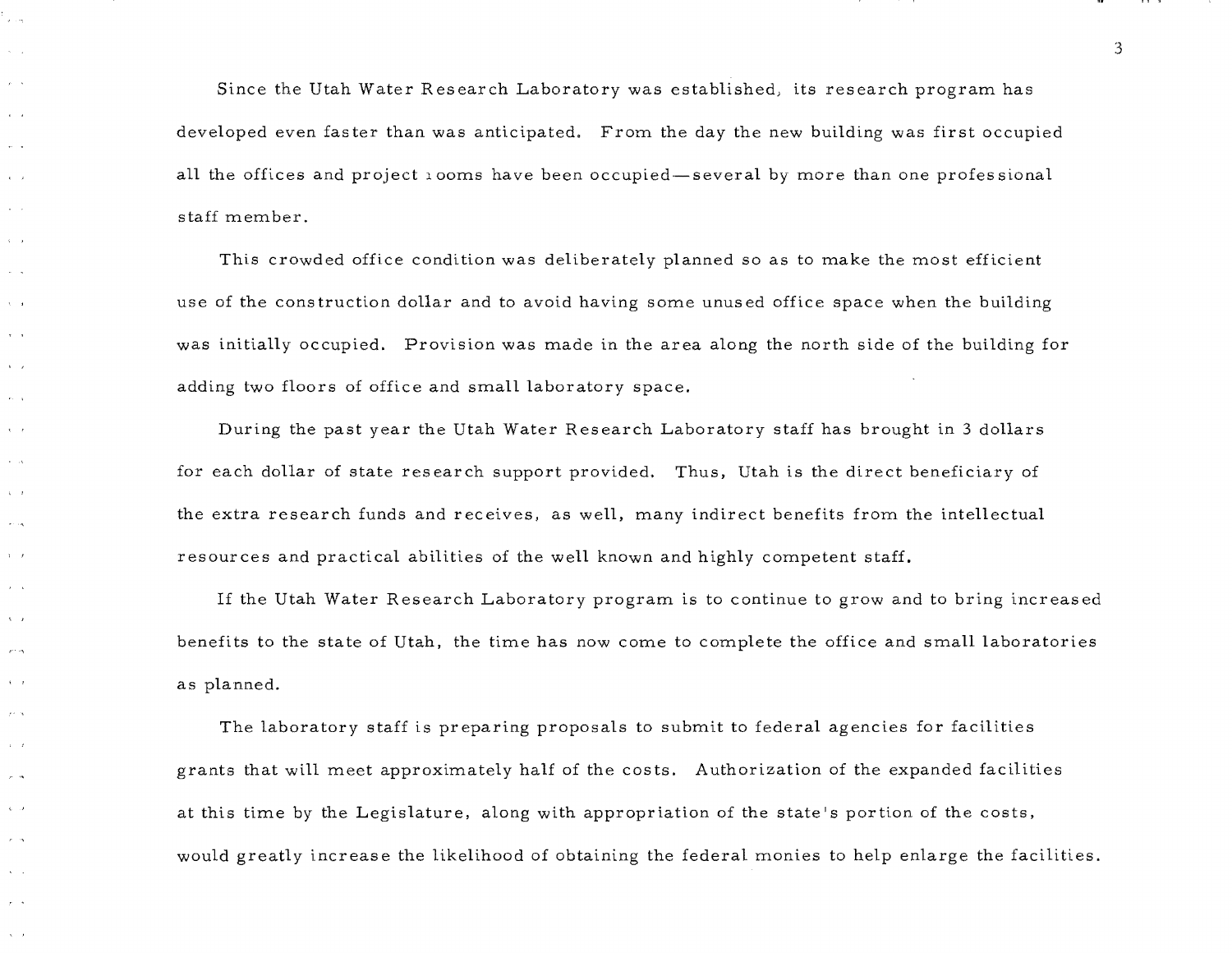Since the Utah Water Research Laboratory was established, its research program has developed even faster than was anticipated. From the day the new building was first occupied all the offices and project rooms have been occupied—several by more than one professional staff member.

This crowded office condition was deliberately planned so as to make the most efficient use of the construction dollar and to avoid having some unused office space when the building was initially occupied. Provision was made in the area along the north side of the building for adding two floors of office and small laboratory space.

During the past year the Utah Water Research Laboratory staff has brought in 3 dollars for each dollar of state research support provided. Thus, Utah is the direct beneficiary of the extra research funds and receives, as well, many indirect benefits from the intellectual resources and practical abilities of the well known and highly competent staff.

If the Utah Water Research Laboratory program is to continue to grow and to bring increased benefits to the state of Utah, the time has now come to complete the office and small laboratories as planned.

The laboratory staff is preparing proposals to submit to federal agencies for facilities grants that will meet approximately half of the costs. Authorization of the expanded facilities at this time by the Legislature, along with appropriation of the state's portion of the costs, would greatly increase the likelihood of obtaining the federal monies to help enlarge the facilities.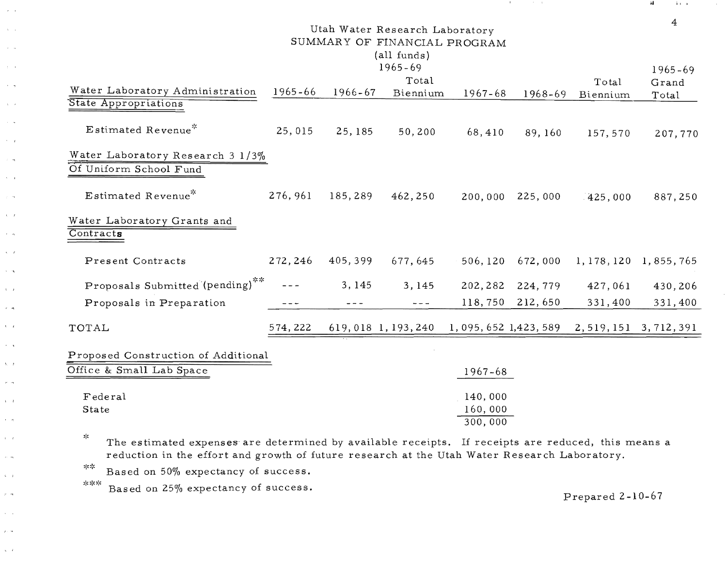# Utah Water Research Laboratory
## SUMMARY OF FINANCIAL PROGRAM
### (all funds)

| Water Laboratory Administration | 1965-66 | 1966-67 | 1965-69 Total Biennium | 1967-68 | 1968-69 | Total Biennium | 1965-69 Grand Total |
|---|---|---|---|---|---|---|---|
| **State Appropriations** | | | | | | | |
| Estimated Revenue* | 25,015 | 25,185 | 50,200 | 68,410 | 89,160 | 157,570 | 207,770 |
| **Water Laboratory Research 3 1/3% Of Uniform School Fund** | | | | | | | |
| Estimated Revenue* | 276,961 | 185,289 | 462,250 | 200,000 | 225,000 | 425,000 | 887,250 |
| **Water Laboratory Grants and Contracts** | | | | | | | |
| Present Contracts | 272,246 | 405,399 | 677,645 | 506,120 | 672,000 | 1,178,120 | 1,855,765 |
| Proposals Submitted (pending)** | --- | 3,145 | 3,145 | 202,282 | 224,779 | 427,061 | 430,206 |
| Proposals in Preparation | --- | --- | --- | 118,750 | 212,650 | 331,400 | 331,400 |
| TOTAL | 574,222 | 619,018 | 1,193,240 | 1,095,652 | 1,423,589 | 2,519,151 | 3,712,391 |

| Proposed Construction of Additional Office & Small Lab Space | 1967-68 |
|---|---|
| Federal | 140,000 |
| State | 160,000 |
| | 300,000 |

\* The estimated expenses are determined by available receipts. If receipts are reduced, this means a reduction in the effort and growth of future research at the Utah Water Research Laboratory.

\*\* Based on 50% expectancy of success.

\*\*\* Based on 25% expectancy of success.

Prepared 2-10-67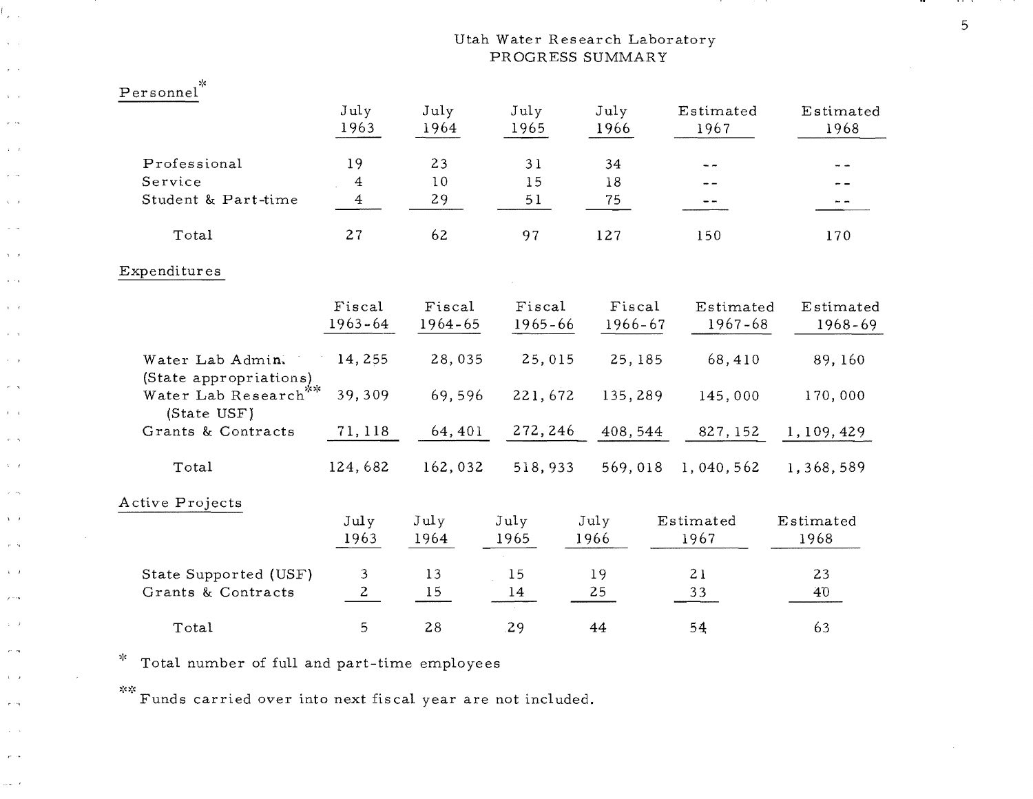# Utah Water Research Laboratory
## PROGRESS SUMMARY

### Personnel*

| | July 1963 | July 1964 | July 1965 | July 1966 | Estimated 1967 | Estimated 1968 |
|---|---|---|---|---|---|---|
| Professional | 19 | 23 | 31 | 34 | -- | -- |
| Service | 4 | 10 | 15 | 18 | -- | -- |
| Student & Part-time | 4 | 29 | 51 | 75 | -- | -- |
| Total | 27 | 62 | 97 | 127 | 150 | 170 |

### Expenditures

| | Fiscal 1963-64 | Fiscal 1964-65 | Fiscal 1965-66 | Fiscal 1966-67 | Estimated 1967-68 | Estimated 1968-69 |
|---|---|---|---|---|---|---|
| Water Lab Admin. (State appropriations) | 14,255 | 28,035 | 25,015 | 25,185 | 68,410 | 89,160 |
| Water Lab Research** (State USF) | 39,309 | 69,596 | 221,672 | 135,289 | 145,000 | 170,000 |
| Grants & Contracts | 71,118 | 64,401 | 272,246 | 408,544 | 827,152 | 1,109,429 |
| Total | 124,682 | 162,032 | 518,933 | 569,018 | 1,040,562 | 1,368,589 |

### Active Projects

| | July 1963 | July 1964 | July 1965 | July 1966 | Estimated 1967 | Estimated 1968 |
|---|---|---|---|---|---|---|
| State Supported (USF) | 3 | 13 | 15 | 19 | 21 | 23 |
| Grants & Contracts | 2 | 15 | 14 | 25 | 33 | 40 |
| Total | 5 | 28 | 29 | 44 | 54 | 63 |

\* Total number of full and part-time employees

\*\* Funds carried over into next fiscal year are not included.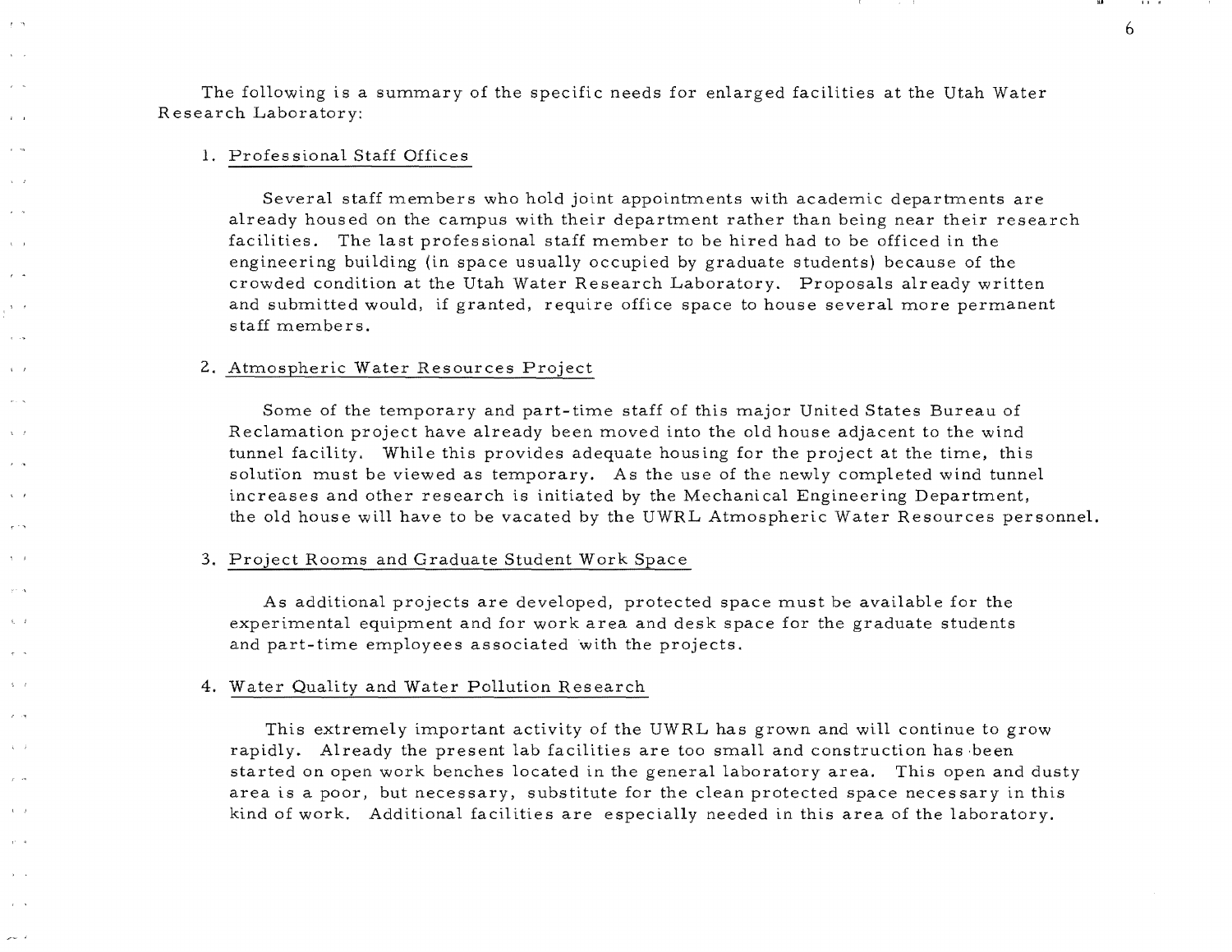The following is a summary of the specific needs for enlarged facilities at the Utah Water Research Laboratory:

1. Professional Staff Offices

   Several staff members who hold joint appointments with academic departments are already housed on the campus with their department rather than being near their research facilities. The last professional staff member to be hired had to be officed in the engineering building (in space usually occupied by graduate students) because of the crowded condition at the Utah Water Research Laboratory. Proposals already written and submitted would, if granted, require office space to house several more permanent staff members.

2. Atmospheric Water Resources Project

   Some of the temporary and part-time staff of this major United States Bureau of Reclamation project have already been moved into the old house adjacent to the wind tunnel facility. While this provides adequate housing for the project at the time, this solution must be viewed as temporary. As the use of the newly completed wind tunnel increases and other research is initiated by the Mechanical Engineering Department, the old house will have to be vacated by the UWRL Atmospheric Water Resources personnel.

3. Project Rooms and Graduate Student Work Space

   As additional projects are developed, protected space must be available for the experimental equipment and for work area and desk space for the graduate students and part-time employees associated with the projects.

4. Water Quality and Water Pollution Research

   This extremely important activity of the UWRL has grown and will continue to grow rapidly. Already the present lab facilities are too small and construction has been started on open work benches located in the general laboratory area. This open and dusty area is a poor, but necessary, substitute for the clean protected space necessary in this kind of work. Additional facilities are especially needed in this area of the laboratory.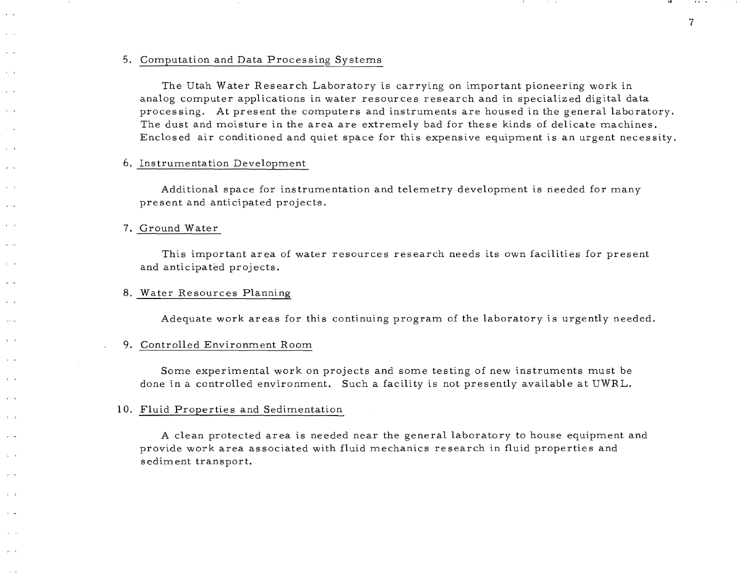5. <u>Computation and Data Processing Systems</u>

   The Utah Water Research Laboratory is carrying on important pioneering work in analog computer applications in water resources research and in specialized digital data processing. At present the computers and instruments are housed in the general laboratory. The dust and moisture in the area are extremely bad for these kinds of delicate machines. Enclosed air conditioned and quiet space for this expensive equipment is an urgent necessity.

6. <u>Instrumentation Development</u>

   Additional space for instrumentation and telemetry development is needed for many present and anticipated projects.

7. <u>Ground Water</u>

   This important area of water resources research needs its own facilities for present and anticipated projects.

8. <u>Water Resources Planning</u>

   Adequate work areas for this continuing program of the laboratory is urgently needed.

9. <u>Controlled Environment Room</u>

   Some experimental work on projects and some testing of new instruments must be done in a controlled environment. Such a facility is not presently available at UWRL.

10. <u>Fluid Properties and Sedimentation</u>

    A clean protected area is needed near the general laboratory to house equipment and provide work area associated with fluid mechanics research in fluid properties and sediment transport.